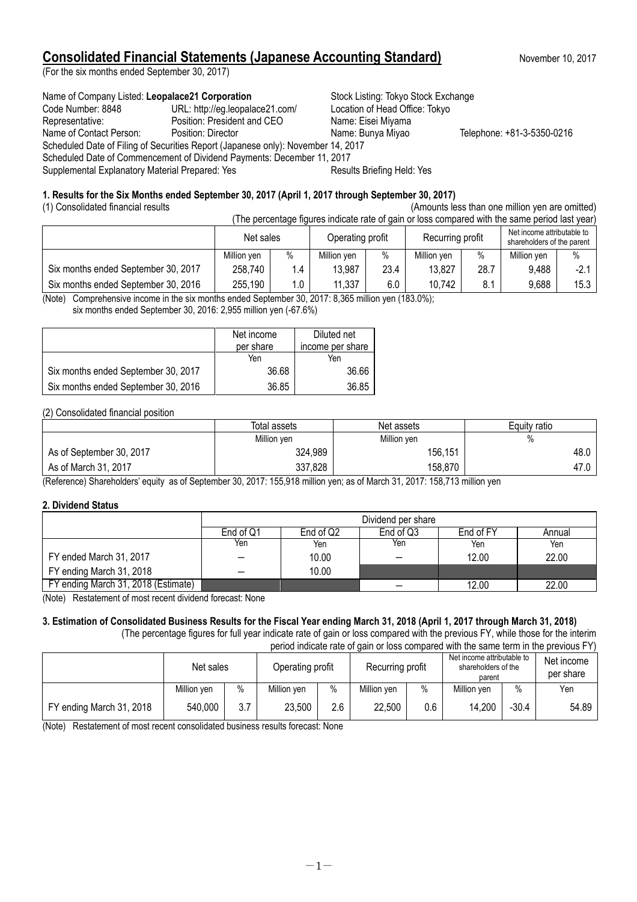# Consolidated Financial Statements (Japanese Accounting Standard)

November 10, 2017

(For the six months ended September 30, 2017)

Name of Company Listed: **Leopalace21 Corporation** Stock Listing: Tokyo Stock Exchange
Code Number: 8848 URL: http://eg.leopalace21.com/ Location of Head Office: Tokyo
Representative: Position: President and CEO Name: Eisei Miyama
Name of Contact Person: Position: Director Name: Bunya Miyao Telephone: +81-3-5350-0216
Scheduled Date of Filing of Securities Report (Japanese only): November 14, 2017
Scheduled Date of Commencement of Dividend Payments: December 11, 2017
Supplemental Explanatory Material Prepared: Yes Results Briefing Held: Yes

## 1. Results for the Six Months ended September 30, 2017 (April 1, 2017 through September 30, 2017)

(1) Consolidated financial results (Amounts less than one million yen are omitted)

(The percentage figures indicate rate of gain or loss compared with the same period last year)

| | Net sales | | Operating profit | | Recurring profit | | Net income attributable to shareholders of the parent | |
|---|---|---|---|---|---|---|---|---|
| | Million yen | % | Million yen | % | Million yen | % | Million yen | % |
| Six months ended September 30, 2017 | 258,740 | 1.4 | 13,987 | 23.4 | 13,827 | 28.7 | 9,488 | -2.1 |
| Six months ended September 30, 2016 | 255,190 | 1.0 | 11,337 | 6.0 | 10,742 | 8.1 | 9,688 | 15.3 |

(Note) Comprehensive income in the six months ended September 30, 2017: 8,365 million yen (183.0%);
six months ended September 30, 2016: 2,955 million yen (-67.6%)

| | Net income per share | Diluted net income per share |
|---|---|---|
| | Yen | Yen |
| Six months ended September 30, 2017 | 36.68 | 36.66 |
| Six months ended September 30, 2016 | 36.85 | 36.85 |

(2) Consolidated financial position

| | Total assets | Net assets | Equity ratio |
|---|---|---|---|
| | Million yen | Million yen | % |
| As of September 30, 2017 | 324,989 | 156,151 | 48.0 |
| As of March 31, 2017 | 337,828 | 158,870 | 47.0 |

(Reference) Shareholders' equity as of September 30, 2017: 155,918 million yen; as of March 31, 2017: 158,713 million yen

## 2. Dividend Status

| | Dividend per share | | | | |
|---|---|---|---|---|---|
| | End of Q1 | End of Q2 | End of Q3 | End of FY | Annual |
| | Yen | Yen | Yen | Yen | Yen |
| FY ended March 31, 2017 | — | 10.00 | — | 12.00 | 22.00 |
| FY ending March 31, 2018 | — | 10.00 | | | |
| FY ending March 31, 2018 (Estimate) | | | — | 12.00 | 22.00 |

(Note) Restatement of most recent dividend forecast: None

## 3. Estimation of Consolidated Business Results for the Fiscal Year ending March 31, 2018 (April 1, 2017 through March 31, 2018)

(The percentage figures for full year indicate rate of gain or loss compared with the previous FY, while those for the interim period indicate rate of gain or loss compared with the same term in the previous FY)

| | Net sales | | Operating profit | | Recurring profit | | Net income attributable to shareholders of the parent | | Net income per share |
|---|---|---|---|---|---|---|---|---|---|
| | Million yen | % | Million yen | % | Million yen | % | Million yen | % | Yen |
| FY ending March 31, 2018 | 540,000 | 3.7 | 23,500 | 2.6 | 22,500 | 0.6 | 14,200 | -30.4 | 54.89 |

(Note) Restatement of most recent consolidated business results forecast: None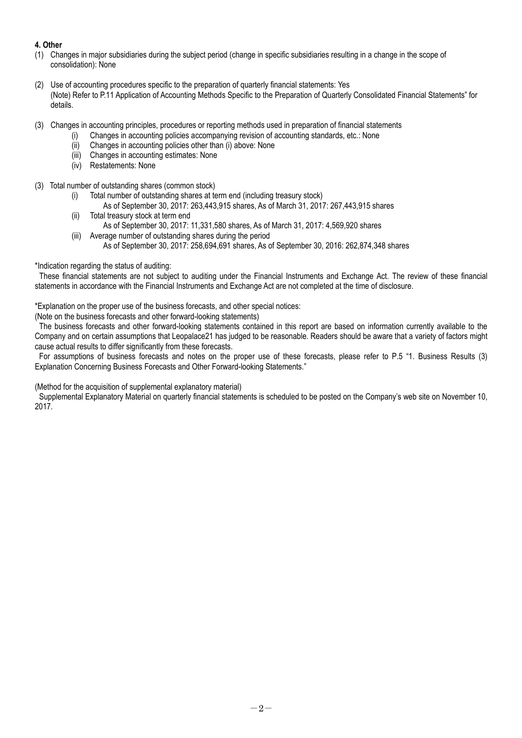**4. Other**

(1) Changes in major subsidiaries during the subject period (change in specific subsidiaries resulting in a change in the scope of consolidation): None

(2) Use of accounting procedures specific to the preparation of quarterly financial statements: Yes
(Note) Refer to P.11 Application of Accounting Methods Specific to the Preparation of Quarterly Consolidated Financial Statements" for details.

(3) Changes in accounting principles, procedures or reporting methods used in preparation of financial statements
  - (i) Changes in accounting policies accompanying revision of accounting standards, etc.: None
  - (ii) Changes in accounting policies other than (i) above: None
  - (iii) Changes in accounting estimates: None
  - (iv) Restatements: None

(3) Total number of outstanding shares (common stock)
  - (i) Total number of outstanding shares at term end (including treasury stock)
    As of September 30, 2017: 263,443,915 shares, As of March 31, 2017: 267,443,915 shares
  - (ii) Total treasury stock at term end
    As of September 30, 2017: 11,331,580 shares, As of March 31, 2017: 4,569,920 shares
  - (iii) Average number of outstanding shares during the period
    As of September 30, 2017: 258,694,691 shares, As of September 30, 2016: 262,874,348 shares

*Indication regarding the status of auditing:

These financial statements are not subject to auditing under the Financial Instruments and Exchange Act. The review of these financial statements in accordance with the Financial Instruments and Exchange Act are not completed at the time of disclosure.

*Explanation on the proper use of the business forecasts, and other special notices:

(Note on the business forecasts and other forward-looking statements)

The business forecasts and other forward-looking statements contained in this report are based on information currently available to the Company and on certain assumptions that Leopalace21 has judged to be reasonable. Readers should be aware that a variety of factors might cause actual results to differ significantly from these forecasts.

For assumptions of business forecasts and notes on the proper use of these forecasts, please refer to P.5 "1. Business Results (3) Explanation Concerning Business Forecasts and Other Forward-looking Statements."

(Method for the acquisition of supplemental explanatory material)

Supplemental Explanatory Material on quarterly financial statements is scheduled to be posted on the Company's web site on November 10, 2017.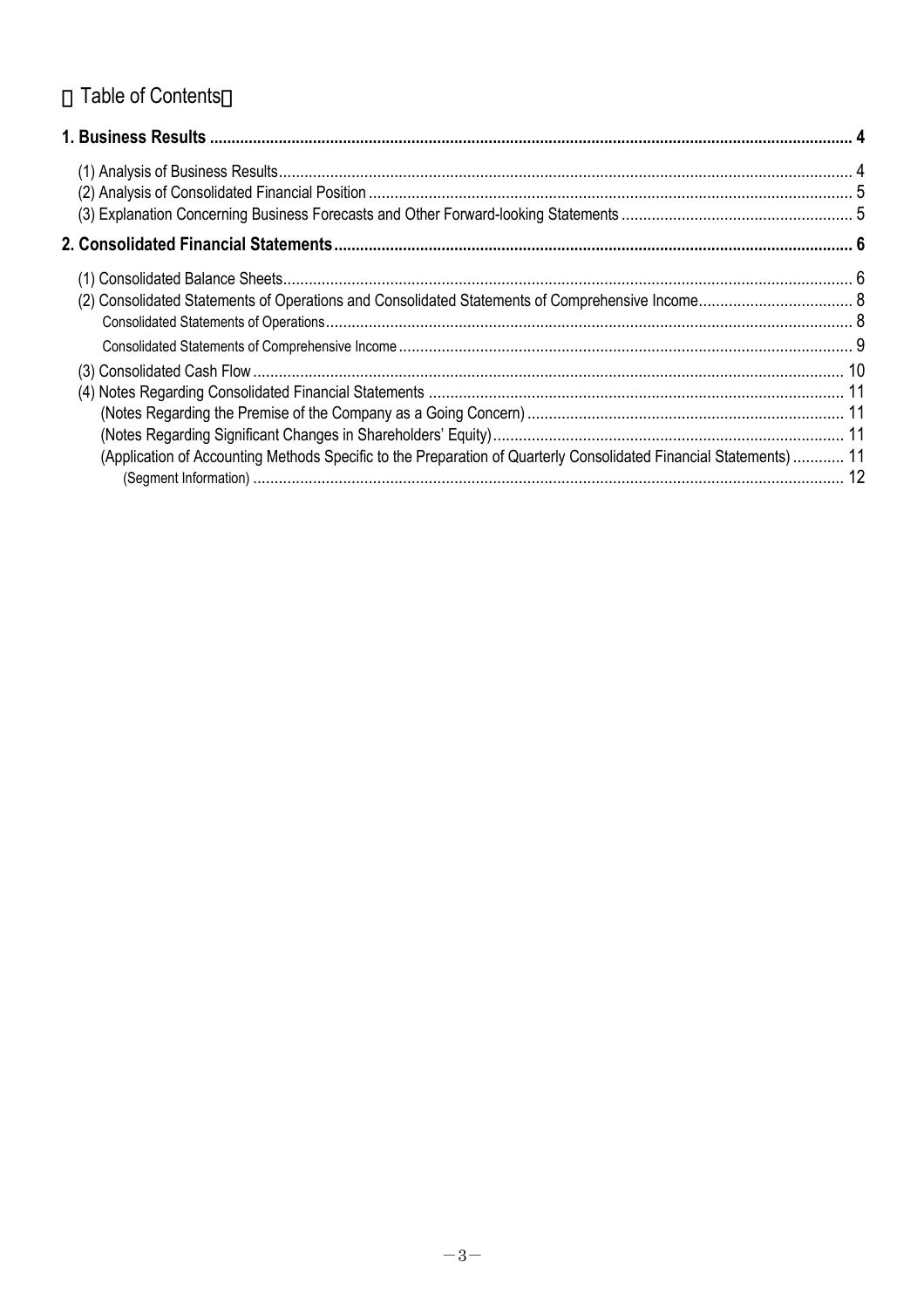# 【Table of Contents】

| | |
|---|---|
| **1. Business Results** | **4** |
| (1) Analysis of Business Results | 4 |
| (2) Analysis of Consolidated Financial Position | 5 |
| (3) Explanation Concerning Business Forecasts and Other Forward-looking Statements | 5 |
| **2. Consolidated Financial Statements** | **6** |
| (1) Consolidated Balance Sheets | 6 |
| (2) Consolidated Statements of Operations and Consolidated Statements of Comprehensive Income | 8 |
| Consolidated Statements of Operations | 8 |
| Consolidated Statements of Comprehensive Income | 9 |
| (3) Consolidated Cash Flow | 10 |
| (4) Notes Regarding Consolidated Financial Statements | 11 |
| (Notes Regarding the Premise of the Company as a Going Concern) | 11 |
| (Notes Regarding Significant Changes in Shareholders' Equity) | 11 |
| (Application of Accounting Methods Specific to the Preparation of Quarterly Consolidated Financial Statements) | 11 |
| (Segment Information) | 12 |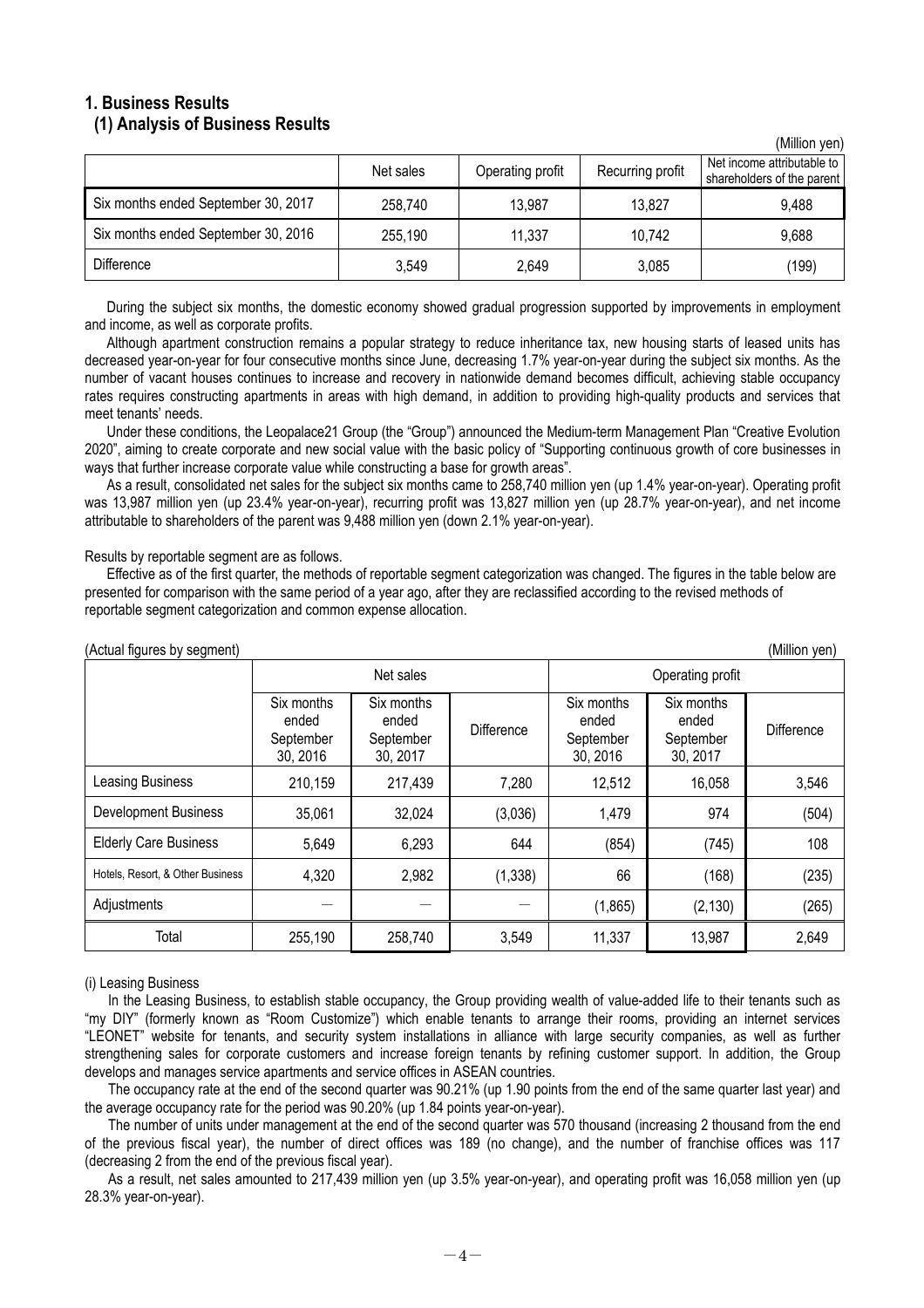## 1. Business Results

### (1) Analysis of Business Results

(Million yen)

| | Net sales | Operating profit | Recurring profit | Net income attributable to shareholders of the parent |
|---|---|---|---|---|
| Six months ended September 30, 2017 | 258,740 | 13,987 | 13,827 | 9,488 |
| Six months ended September 30, 2016 | 255,190 | 11,337 | 10,742 | 9,688 |
| Difference | 3,549 | 2,649 | 3,085 | (199) |

During the subject six months, the domestic economy showed gradual progression supported by improvements in employment and income, as well as corporate profits.

Although apartment construction remains a popular strategy to reduce inheritance tax, new housing starts of leased units has decreased year-on-year for four consecutive months since June, decreasing 1.7% year-on-year during the subject six months. As the number of vacant houses continues to increase and recovery in nationwide demand becomes difficult, achieving stable occupancy rates requires constructing apartments in areas with high demand, in addition to providing high-quality products and services that meet tenants' needs.

Under these conditions, the Leopalace21 Group (the "Group") announced the Medium-term Management Plan "Creative Evolution 2020", aiming to create corporate and new social value with the basic policy of "Supporting continuous growth of core businesses in ways that further increase corporate value while constructing a base for growth areas".

As a result, consolidated net sales for the subject six months came to 258,740 million yen (up 1.4% year-on-year). Operating profit was 13,987 million yen (up 23.4% year-on-year), recurring profit was 13,827 million yen (up 28.7% year-on-year), and net income attributable to shareholders of the parent was 9,488 million yen (down 2.1% year-on-year).

Results by reportable segment are as follows.

Effective as of the first quarter, the methods of reportable segment categorization was changed. The figures in the table below are presented for comparison with the same period of a year ago, after they are reclassified according to the revised methods of reportable segment categorization and common expense allocation.

(Actual figures by segment) (Million yen)

| | Net sales | | | Operating profit | | |
|---|---|---|---|---|---|---|
| | Six months ended September 30, 2016 | Six months ended September 30, 2017 | Difference | Six months ended September 30, 2016 | Six months ended September 30, 2017 | Difference |
| Leasing Business | 210,159 | 217,439 | 7,280 | 12,512 | 16,058 | 3,546 |
| Development Business | 35,061 | 32,024 | (3,036) | 1,479 | 974 | (504) |
| Elderly Care Business | 5,649 | 6,293 | 644 | (854) | (745) | 108 |
| Hotels, Resort, & Other Business | 4,320 | 2,982 | (1,338) | 66 | (168) | (235) |
| Adjustments | ― | ― | ― | (1,865) | (2,130) | (265) |
| Total | 255,190 | 258,740 | 3,549 | 11,337 | 13,987 | 2,649 |

(i) Leasing Business

In the Leasing Business, to establish stable occupancy, the Group providing wealth of value-added life to their tenants such as "my DIY" (formerly known as "Room Customize") which enable tenants to arrange their rooms, providing an internet services "LEONET" website for tenants, and security system installations in alliance with large security companies, as well as further strengthening sales for corporate customers and increase foreign tenants by refining customer support. In addition, the Group develops and manages service apartments and service offices in ASEAN countries.

The occupancy rate at the end of the second quarter was 90.21% (up 1.90 points from the end of the same quarter last year) and the average occupancy rate for the period was 90.20% (up 1.84 points year-on-year).

The number of units under management at the end of the second quarter was 570 thousand (increasing 2 thousand from the end of the previous fiscal year), the number of direct offices was 189 (no change), and the number of franchise offices was 117 (decreasing 2 from the end of the previous fiscal year).

As a result, net sales amounted to 217,439 million yen (up 3.5% year-on-year), and operating profit was 16,058 million yen (up 28.3% year-on-year).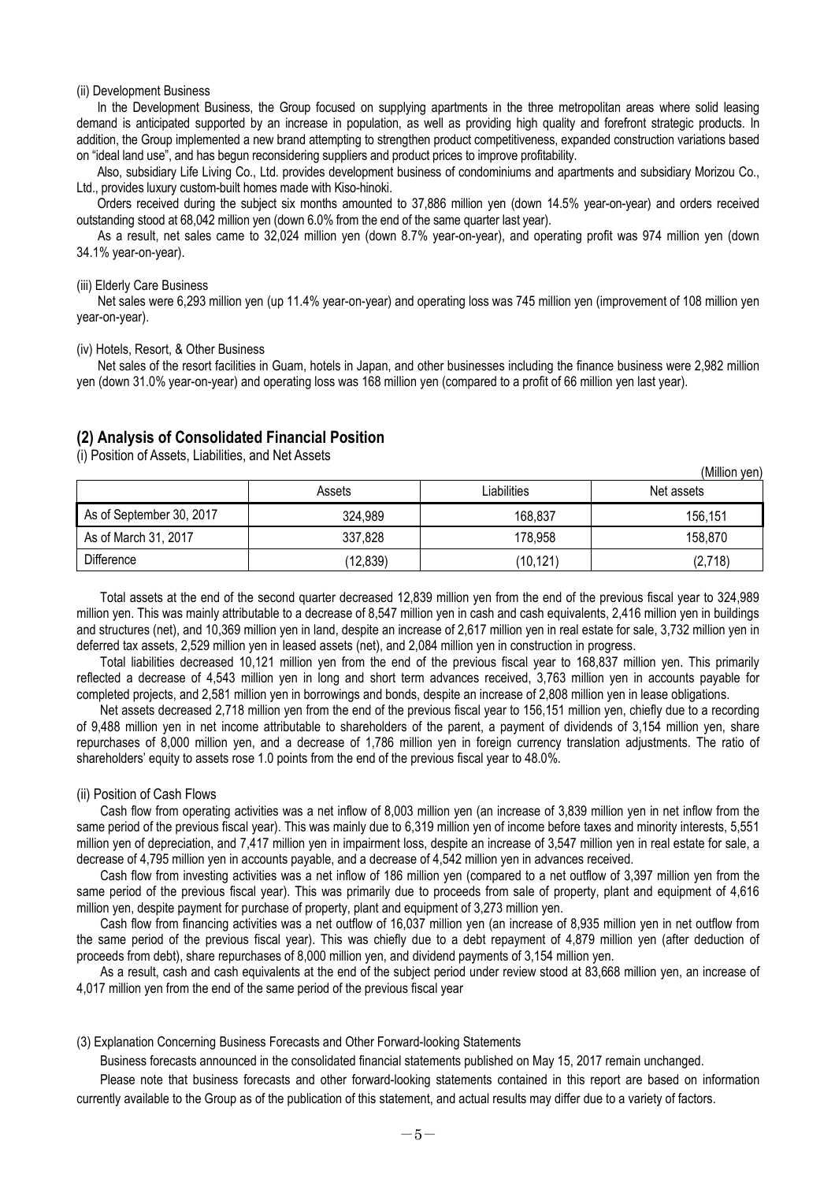(ii) Development Business

In the Development Business, the Group focused on supplying apartments in the three metropolitan areas where solid leasing demand is anticipated supported by an increase in population, as well as providing high quality and forefront strategic products. In addition, the Group implemented a new brand attempting to strengthen product competitiveness, expanded construction variations based on "ideal land use", and has begun reconsidering suppliers and product prices to improve profitability.

Also, subsidiary Life Living Co., Ltd. provides development business of condominiums and apartments and subsidiary Morizou Co., Ltd., provides luxury custom-built homes made with Kiso-hinoki.

Orders received during the subject six months amounted to 37,886 million yen (down 14.5% year-on-year) and orders received outstanding stood at 68,042 million yen (down 6.0% from the end of the same quarter last year).

As a result, net sales came to 32,024 million yen (down 8.7% year-on-year), and operating profit was 974 million yen (down 34.1% year-on-year).

(iii) Elderly Care Business

Net sales were 6,293 million yen (up 11.4% year-on-year) and operating loss was 745 million yen (improvement of 108 million yen year-on-year).

(iv) Hotels, Resort, & Other Business

Net sales of the resort facilities in Guam, hotels in Japan, and other businesses including the finance business were 2,982 million yen (down 31.0% year-on-year) and operating loss was 168 million yen (compared to a profit of 66 million yen last year).

## (2) Analysis of Consolidated Financial Position

(i) Position of Assets, Liabilities, and Net Assets

(Million yen)

| | Assets | Liabilities | Net assets |
|---|---|---|---|
| As of September 30, 2017 | 324,989 | 168,837 | 156,151 |
| As of March 31, 2017 | 337,828 | 178,958 | 158,870 |
| Difference | (12,839) | (10,121) | (2,718) |

Total assets at the end of the second quarter decreased 12,839 million yen from the end of the previous fiscal year to 324,989 million yen. This was mainly attributable to a decrease of 8,547 million yen in cash and cash equivalents, 2,416 million yen in buildings and structures (net), and 10,369 million yen in land, despite an increase of 2,617 million yen in real estate for sale, 3,732 million yen in deferred tax assets, 2,529 million yen in leased assets (net), and 2,084 million yen in construction in progress.

Total liabilities decreased 10,121 million yen from the end of the previous fiscal year to 168,837 million yen. This primarily reflected a decrease of 4,543 million yen in long and short term advances received, 3,763 million yen in accounts payable for completed projects, and 2,581 million yen in borrowings and bonds, despite an increase of 2,808 million yen in lease obligations.

Net assets decreased 2,718 million yen from the end of the previous fiscal year to 156,151 million yen, chiefly due to a recording of 9,488 million yen in net income attributable to shareholders of the parent, a payment of dividends of 3,154 million yen, share repurchases of 8,000 million yen, and a decrease of 1,786 million yen in foreign currency translation adjustments. The ratio of shareholders' equity to assets rose 1.0 points from the end of the previous fiscal year to 48.0%.

(ii) Position of Cash Flows

Cash flow from operating activities was a net inflow of 8,003 million yen (an increase of 3,839 million yen in net inflow from the same period of the previous fiscal year). This was mainly due to 6,319 million yen of income before taxes and minority interests, 5,551 million yen of depreciation, and 7,417 million yen in impairment loss, despite an increase of 3,547 million yen in real estate for sale, a decrease of 4,795 million yen in accounts payable, and a decrease of 4,542 million yen in advances received.

Cash flow from investing activities was a net inflow of 186 million yen (compared to a net outflow of 3,397 million yen from the same period of the previous fiscal year). This was primarily due to proceeds from sale of property, plant and equipment of 4,616 million yen, despite payment for purchase of property, plant and equipment of 3,273 million yen.

Cash flow from financing activities was a net outflow of 16,037 million yen (an increase of 8,935 million yen in net outflow from the same period of the previous fiscal year). This was chiefly due to a debt repayment of 4,879 million yen (after deduction of proceeds from debt), share repurchases of 8,000 million yen, and dividend payments of 3,154 million yen.

As a result, cash and cash equivalents at the end of the subject period under review stood at 83,668 million yen, an increase of 4,017 million yen from the end of the same period of the previous fiscal year

(3) Explanation Concerning Business Forecasts and Other Forward-looking Statements

Business forecasts announced in the consolidated financial statements published on May 15, 2017 remain unchanged.

Please note that business forecasts and other forward-looking statements contained in this report are based on information currently available to the Group as of the publication of this statement, and actual results may differ due to a variety of factors.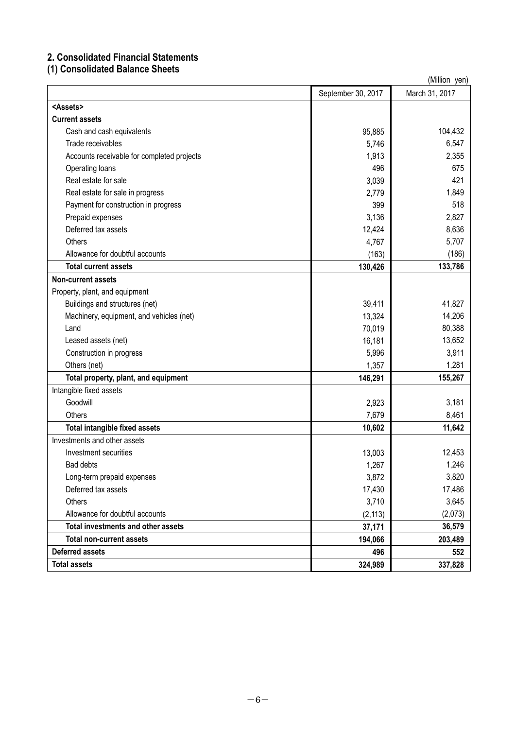## 2. Consolidated Financial Statements

### (1) Consolidated Balance Sheets

(Million yen)

| | September 30, 2017 | March 31, 2017 |
|---|---|---|
| **<Assets>** | | |
| **Current assets** | | |
| Cash and cash equivalents | 95,885 | 104,432 |
| Trade receivables | 5,746 | 6,547 |
| Accounts receivable for completed projects | 1,913 | 2,355 |
| Operating loans | 496 | 675 |
| Real estate for sale | 3,039 | 421 |
| Real estate for sale in progress | 2,779 | 1,849 |
| Payment for construction in progress | 399 | 518 |
| Prepaid expenses | 3,136 | 2,827 |
| Deferred tax assets | 12,424 | 8,636 |
| Others | 4,767 | 5,707 |
| Allowance for doubtful accounts | (163) | (186) |
| **Total current assets** | **130,426** | **133,786** |
| **Non-current assets** | | |
| Property, plant, and equipment | | |
| Buildings and structures (net) | 39,411 | 41,827 |
| Machinery, equipment, and vehicles (net) | 13,324 | 14,206 |
| Land | 70,019 | 80,388 |
| Leased assets (net) | 16,181 | 13,652 |
| Construction in progress | 5,996 | 3,911 |
| Others (net) | 1,357 | 1,281 |
| **Total property, plant, and equipment** | **146,291** | **155,267** |
| Intangible fixed assets | | |
| Goodwill | 2,923 | 3,181 |
| Others | 7,679 | 8,461 |
| **Total intangible fixed assets** | **10,602** | **11,642** |
| Investments and other assets | | |
| Investment securities | 13,003 | 12,453 |
| Bad debts | 1,267 | 1,246 |
| Long-term prepaid expenses | 3,872 | 3,820 |
| Deferred tax assets | 17,430 | 17,486 |
| Others | 3,710 | 3,645 |
| Allowance for doubtful accounts | (2,113) | (2,073) |
| **Total investments and other assets** | **37,171** | **36,579** |
| **Total non-current assets** | **194,066** | **203,489** |
| **Deferred assets** | **496** | **552** |
| **Total assets** | **324,989** | **337,828** |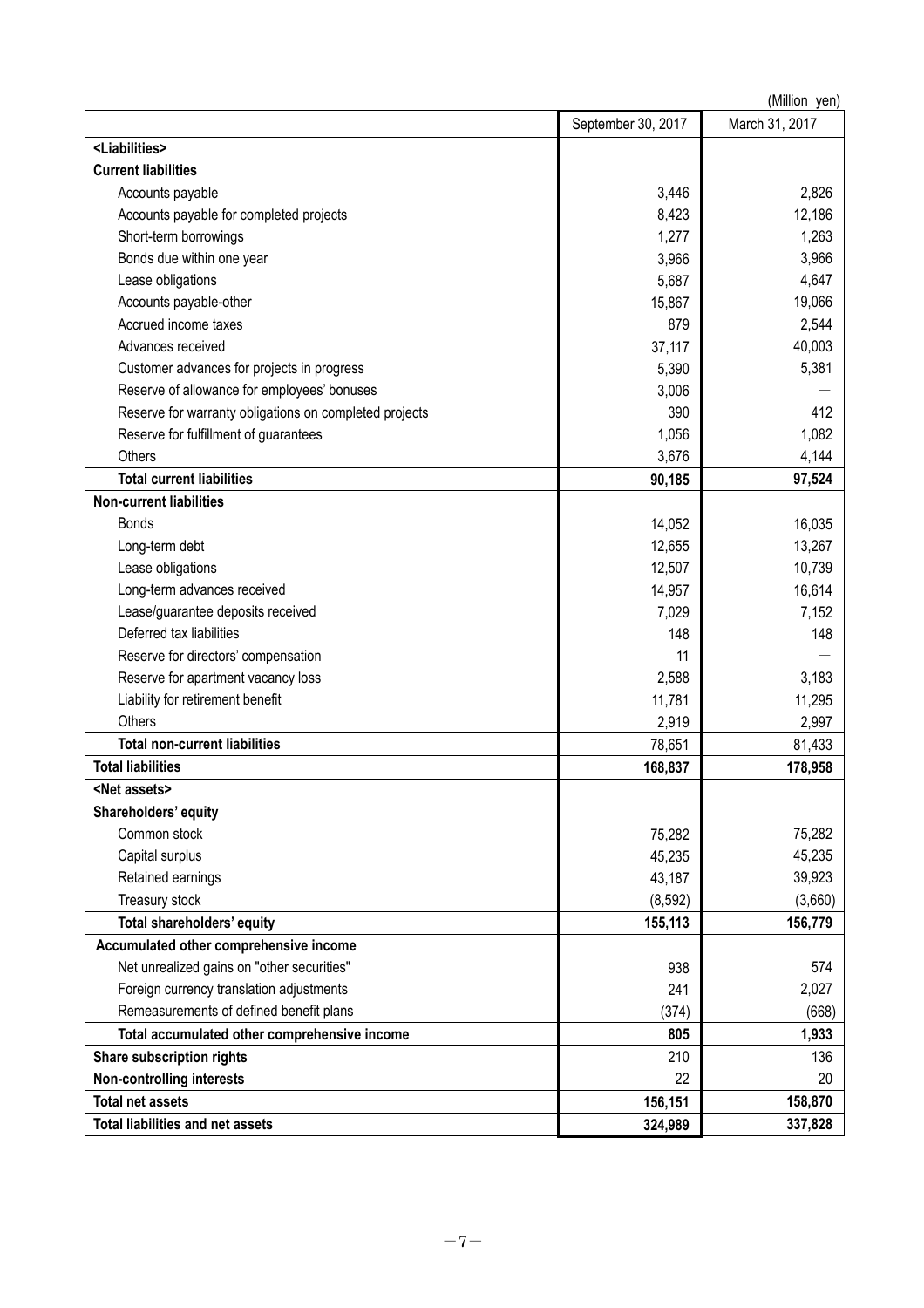(Million yen)

| | September 30, 2017 | March 31, 2017 |
|---|---|---|
| **<Liabilities>** | | |
| **Current liabilities** | | |
| Accounts payable | 3,446 | 2,826 |
| Accounts payable for completed projects | 8,423 | 12,186 |
| Short-term borrowings | 1,277 | 1,263 |
| Bonds due within one year | 3,966 | 3,966 |
| Lease obligations | 5,687 | 4,647 |
| Accounts payable-other | 15,867 | 19,066 |
| Accrued income taxes | 879 | 2,544 |
| Advances received | 37,117 | 40,003 |
| Customer advances for projects in progress | 5,390 | 5,381 |
| Reserve of allowance for employees' bonuses | 3,006 | — |
| Reserve for warranty obligations on completed projects | 390 | 412 |
| Reserve for fulfillment of guarantees | 1,056 | 1,082 |
| Others | 3,676 | 4,144 |
| **Total current liabilities** | **90,185** | **97,524** |
| **Non-current liabilities** | | |
| Bonds | 14,052 | 16,035 |
| Long-term debt | 12,655 | 13,267 |
| Lease obligations | 12,507 | 10,739 |
| Long-term advances received | 14,957 | 16,614 |
| Lease/guarantee deposits received | 7,029 | 7,152 |
| Deferred tax liabilities | 148 | 148 |
| Reserve for directors' compensation | 11 | — |
| Reserve for apartment vacancy loss | 2,588 | 3,183 |
| Liability for retirement benefit | 11,781 | 11,295 |
| Others | 2,919 | 2,997 |
| **Total non-current liabilities** | 78,651 | 81,433 |
| **Total liabilities** | **168,837** | **178,958** |
| **<Net assets>** | | |
| **Shareholders' equity** | | |
| Common stock | 75,282 | 75,282 |
| Capital surplus | 45,235 | 45,235 |
| Retained earnings | 43,187 | 39,923 |
| Treasury stock | (8,592) | (3,660) |
| **Total shareholders' equity** | **155,113** | **156,779** |
| **Accumulated other comprehensive income** | | |
| Net unrealized gains on "other securities" | 938 | 574 |
| Foreign currency translation adjustments | 241 | 2,027 |
| Remeasurements of defined benefit plans | (374) | (668) |
| **Total accumulated other comprehensive income** | **805** | **1,933** |
| **Share subscription rights** | 210 | 136 |
| **Non-controlling interests** | 22 | 20 |
| **Total net assets** | **156,151** | **158,870** |
| **Total liabilities and net assets** | **324,989** | **337,828** |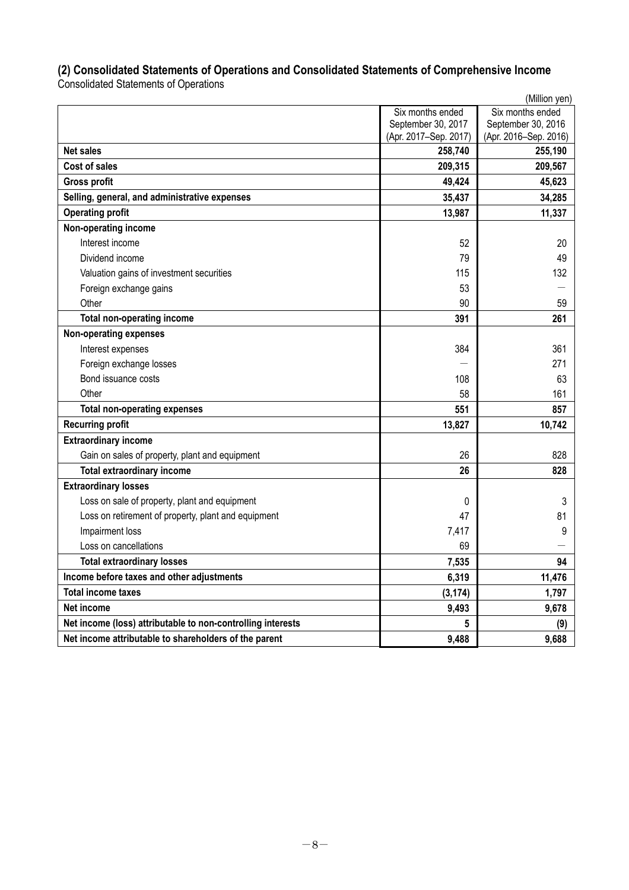## (2) Consolidated Statements of Operations and Consolidated Statements of Comprehensive Income

Consolidated Statements of Operations

(Million yen)

| | Six months ended September 30, 2017 (Apr. 2017–Sep. 2017) | Six months ended September 30, 2016 (Apr. 2016–Sep. 2016) |
|---|---|---|
| **Net sales** | **258,740** | **255,190** |
| **Cost of sales** | **209,315** | **209,567** |
| **Gross profit** | **49,424** | **45,623** |
| **Selling, general, and administrative expenses** | **35,437** | **34,285** |
| **Operating profit** | **13,987** | **11,337** |
| **Non-operating income** | | |
| Interest income | 52 | 20 |
| Dividend income | 79 | 49 |
| Valuation gains of investment securities | 115 | 132 |
| Foreign exchange gains | 53 | — |
| Other | 90 | 59 |
| **Total non-operating income** | **391** | **261** |
| **Non-operating expenses** | | |
| Interest expenses | 384 | 361 |
| Foreign exchange losses | — | 271 |
| Bond issuance costs | 108 | 63 |
| Other | 58 | 161 |
| **Total non-operating expenses** | **551** | **857** |
| **Recurring profit** | **13,827** | **10,742** |
| **Extraordinary income** | | |
| Gain on sales of property, plant and equipment | 26 | 828 |
| **Total extraordinary income** | **26** | **828** |
| **Extraordinary losses** | | |
| Loss on sale of property, plant and equipment | 0 | 3 |
| Loss on retirement of property, plant and equipment | 47 | 81 |
| Impairment loss | 7,417 | 9 |
| Loss on cancellations | 69 | — |
| **Total extraordinary losses** | **7,535** | **94** |
| **Income before taxes and other adjustments** | **6,319** | **11,476** |
| **Total income taxes** | **(3,174)** | **1,797** |
| **Net income** | **9,493** | **9,678** |
| **Net income (loss) attributable to non-controlling interests** | **5** | **(9)** |
| **Net income attributable to shareholders of the parent** | **9,488** | **9,688** |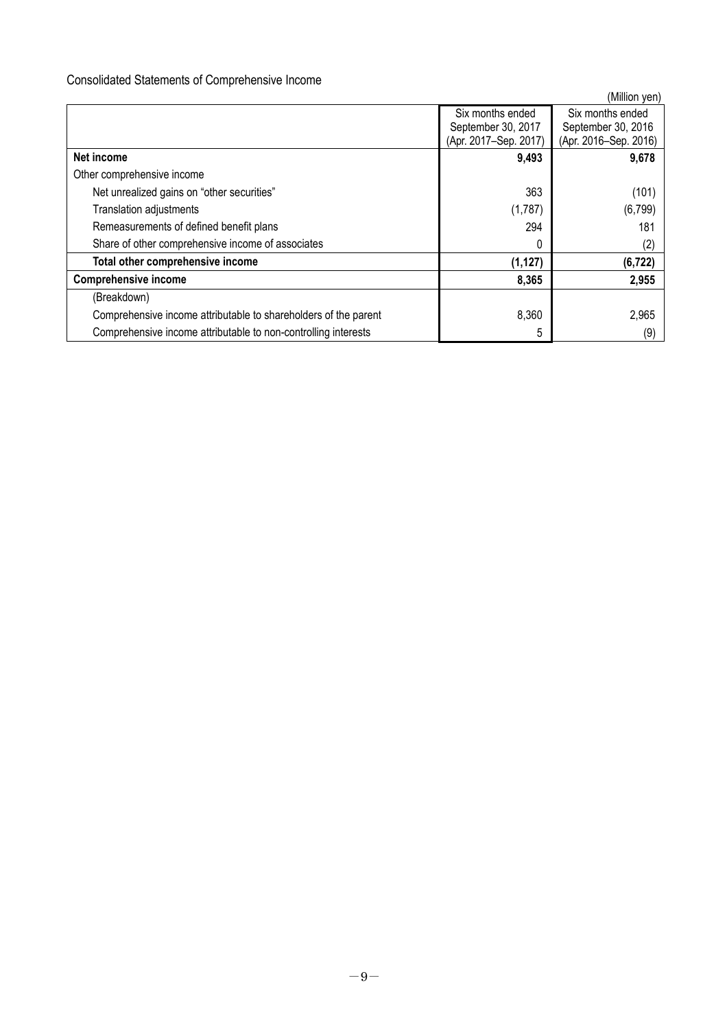Consolidated Statements of Comprehensive Income

(Million yen)

| | Six months ended September 30, 2017 (Apr. 2017–Sep. 2017) | Six months ended September 30, 2016 (Apr. 2016–Sep. 2016) |
|---|---|---|
| **Net income** | **9,493** | **9,678** |
| Other comprehensive income | | |
| Net unrealized gains on "other securities" | 363 | (101) |
| Translation adjustments | (1,787) | (6,799) |
| Remeasurements of defined benefit plans | 294 | 181 |
| Share of other comprehensive income of associates | 0 | (2) |
| **Total other comprehensive income** | **(1,127)** | **(6,722)** |
| **Comprehensive income** | **8,365** | **2,955** |
| (Breakdown) | | |
| Comprehensive income attributable to shareholders of the parent | 8,360 | 2,965 |
| Comprehensive income attributable to non-controlling interests | 5 | (9) |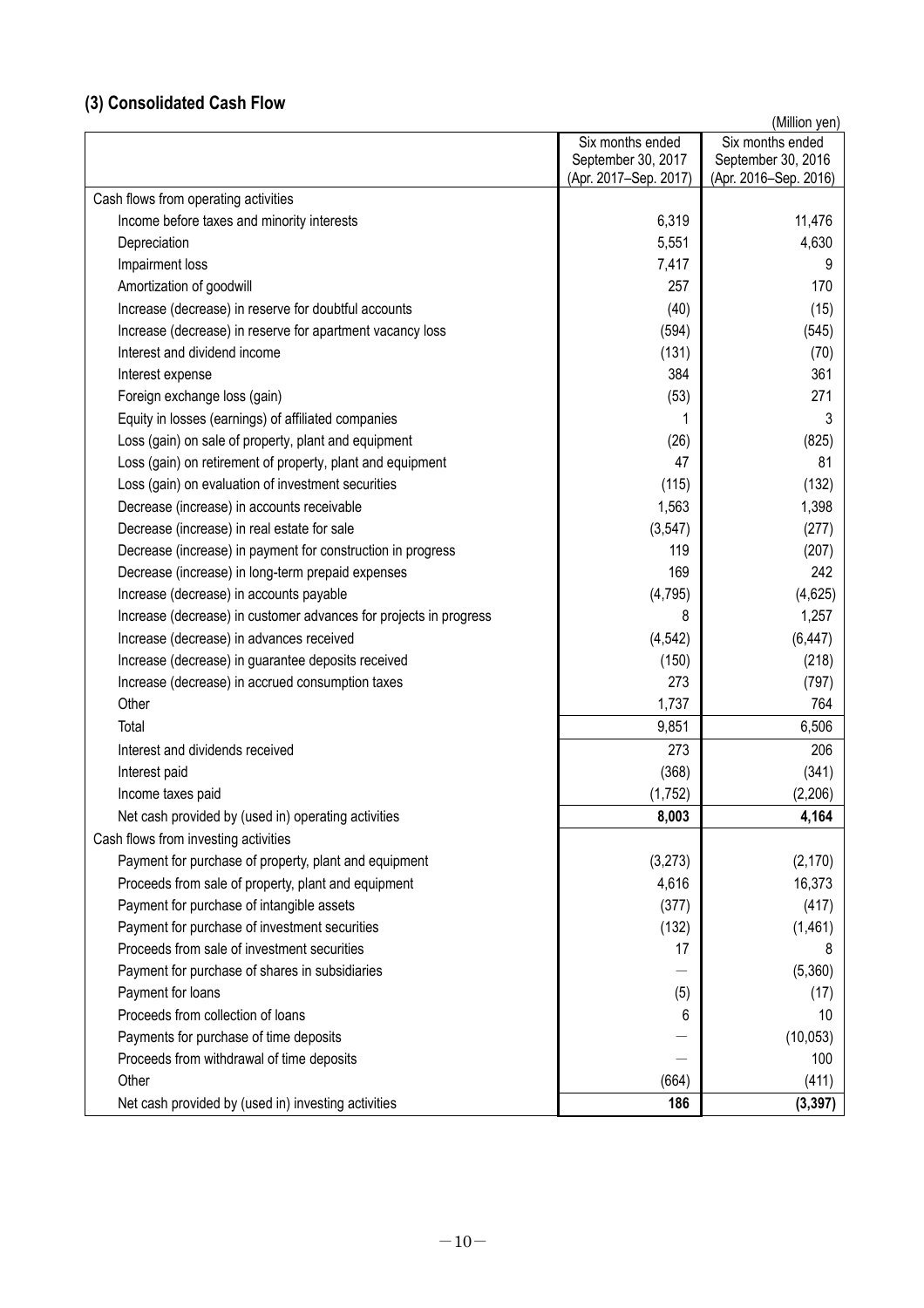## (3) Consolidated Cash Flow

(Million yen)

| | Six months ended September 30, 2017 (Apr. 2017–Sep. 2017) | Six months ended September 30, 2016 (Apr. 2016–Sep. 2016) |
|---|---|---|
| Cash flows from operating activities | | |
| Income before taxes and minority interests | 6,319 | 11,476 |
| Depreciation | 5,551 | 4,630 |
| Impairment loss | 7,417 | 9 |
| Amortization of goodwill | 257 | 170 |
| Increase (decrease) in reserve for doubtful accounts | (40) | (15) |
| Increase (decrease) in reserve for apartment vacancy loss | (594) | (545) |
| Interest and dividend income | (131) | (70) |
| Interest expense | 384 | 361 |
| Foreign exchange loss (gain) | (53) | 271 |
| Equity in losses (earnings) of affiliated companies | 1 | 3 |
| Loss (gain) on sale of property, plant and equipment | (26) | (825) |
| Loss (gain) on retirement of property, plant and equipment | 47 | 81 |
| Loss (gain) on evaluation of investment securities | (115) | (132) |
| Decrease (increase) in accounts receivable | 1,563 | 1,398 |
| Decrease (increase) in real estate for sale | (3,547) | (277) |
| Decrease (increase) in payment for construction in progress | 119 | (207) |
| Decrease (increase) in long-term prepaid expenses | 169 | 242 |
| Increase (decrease) in accounts payable | (4,795) | (4,625) |
| Increase (decrease) in customer advances for projects in progress | 8 | 1,257 |
| Increase (decrease) in advances received | (4,542) | (6,447) |
| Increase (decrease) in guarantee deposits received | (150) | (218) |
| Increase (decrease) in accrued consumption taxes | 273 | (797) |
| Other | 1,737 | 764 |
| Total | 9,851 | 6,506 |
| Interest and dividends received | 273 | 206 |
| Interest paid | (368) | (341) |
| Income taxes paid | (1,752) | (2,206) |
| Net cash provided by (used in) operating activities | **8,003** | **4,164** |
| Cash flows from investing activities | | |
| Payment for purchase of property, plant and equipment | (3,273) | (2,170) |
| Proceeds from sale of property, plant and equipment | 4,616 | 16,373 |
| Payment for purchase of intangible assets | (377) | (417) |
| Payment for purchase of investment securities | (132) | (1,461) |
| Proceeds from sale of investment securities | 17 | 8 |
| Payment for purchase of shares in subsidiaries | — | (5,360) |
| Payment for loans | (5) | (17) |
| Proceeds from collection of loans | 6 | 10 |
| Payments for purchase of time deposits | — | (10,053) |
| Proceeds from withdrawal of time deposits | — | 100 |
| Other | (664) | (411) |
| Net cash provided by (used in) investing activities | **186** | **(3,397)** |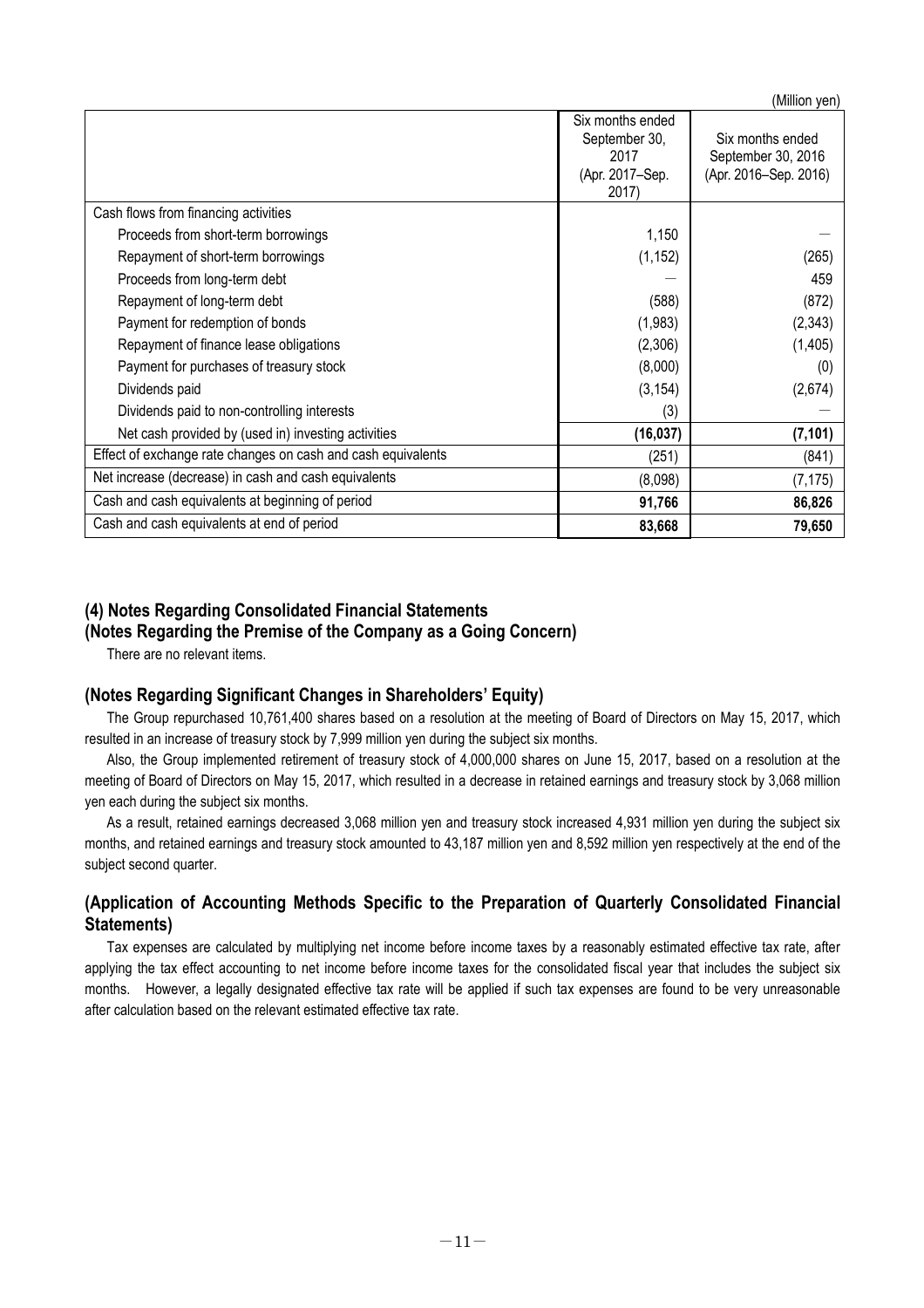(Million yen)

| | Six months ended September 30, 2017 (Apr. 2017–Sep. 2017) | Six months ended September 30, 2016 (Apr. 2016–Sep. 2016) |
|---|---|---|
| Cash flows from financing activities | | |
| Proceeds from short-term borrowings | 1,150 | — |
| Repayment of short-term borrowings | (1,152) | (265) |
| Proceeds from long-term debt | — | 459 |
| Repayment of long-term debt | (588) | (872) |
| Payment for redemption of bonds | (1,983) | (2,343) |
| Repayment of finance lease obligations | (2,306) | (1,405) |
| Payment for purchases of treasury stock | (8,000) | (0) |
| Dividends paid | (3,154) | (2,674) |
| Dividends paid to non-controlling interests | (3) | — |
| Net cash provided by (used in) investing activities | **(16,037)** | **(7,101)** |
| Effect of exchange rate changes on cash and cash equivalents | (251) | (841) |
| Net increase (decrease) in cash and cash equivalents | (8,098) | (7,175) |
| Cash and cash equivalents at beginning of period | **91,766** | **86,826** |
| Cash and cash equivalents at end of period | **83,668** | **79,650** |

## (4) Notes Regarding Consolidated Financial Statements

### (Notes Regarding the Premise of the Company as a Going Concern)

There are no relevant items.

### (Notes Regarding Significant Changes in Shareholders' Equity)

The Group repurchased 10,761,400 shares based on a resolution at the meeting of Board of Directors on May 15, 2017, which resulted in an increase of treasury stock by 7,999 million yen during the subject six months.

Also, the Group implemented retirement of treasury stock of 4,000,000 shares on June 15, 2017, based on a resolution at the meeting of Board of Directors on May 15, 2017, which resulted in a decrease in retained earnings and treasury stock by 3,068 million yen each during the subject six months.

As a result, retained earnings decreased 3,068 million yen and treasury stock increased 4,931 million yen during the subject six months, and retained earnings and treasury stock amounted to 43,187 million yen and 8,592 million yen respectively at the end of the subject second quarter.

### (Application of Accounting Methods Specific to the Preparation of Quarterly Consolidated Financial Statements)

Tax expenses are calculated by multiplying net income before income taxes by a reasonably estimated effective tax rate, after applying the tax effect accounting to net income before income taxes for the consolidated fiscal year that includes the subject six months. However, a legally designated effective tax rate will be applied if such tax expenses are found to be very unreasonable after calculation based on the relevant estimated effective tax rate.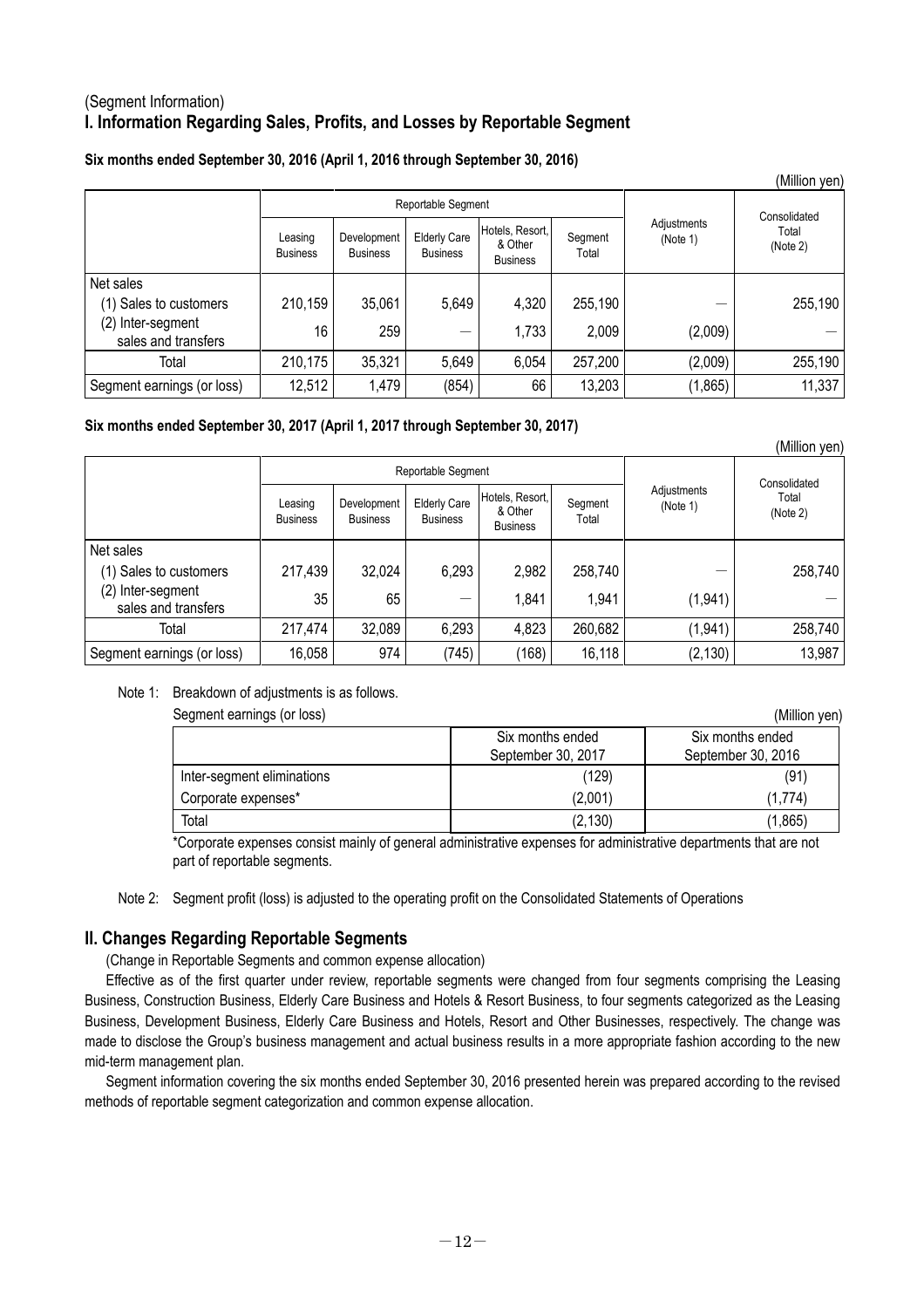(Segment Information)

## I. Information Regarding Sales, Profits, and Losses by Reportable Segment

**Six months ended September 30, 2016 (April 1, 2016 through September 30, 2016)**

(Million yen)

| | Reportable Segment | | | | | Adjustments (Note 1) | Consolidated Total (Note 2) |
|---|---|---|---|---|---|---|---|
| | Leasing Business | Development Business | Elderly Care Business | Hotels, Resort, & Other Business | Segment Total | | |
| Net sales | | | | | | | |
| (1) Sales to customers | 210,159 | 35,061 | 5,649 | 4,320 | 255,190 | — | 255,190 |
| (2) Inter-segment sales and transfers | 16 | 259 | — | 1,733 | 2,009 | (2,009) | — |
| Total | 210,175 | 35,321 | 5,649 | 6,054 | 257,200 | (2,009) | 255,190 |
| Segment earnings (or loss) | 12,512 | 1,479 | (854) | 66 | 13,203 | (1,865) | 11,337 |

**Six months ended September 30, 2017 (April 1, 2017 through September 30, 2017)**

(Million yen)

| | Reportable Segment | | | | | Adjustments (Note 1) | Consolidated Total (Note 2) |
|---|---|---|---|---|---|---|---|
| | Leasing Business | Development Business | Elderly Care Business | Hotels, Resort, & Other Business | Segment Total | | |
| Net sales | | | | | | | |
| (1) Sales to customers | 217,439 | 32,024 | 6,293 | 2,982 | 258,740 | — | 258,740 |
| (2) Inter-segment sales and transfers | 35 | 65 | — | 1,841 | 1,941 | (1,941) | — |
| Total | 217,474 | 32,089 | 6,293 | 4,823 | 260,682 | (1,941) | 258,740 |
| Segment earnings (or loss) | 16,058 | 974 | (745) | (168) | 16,118 | (2,130) | 13,987 |

Note 1: Breakdown of adjustments is as follows.

Segment earnings (or loss) (Million yen)

| | Six months ended September 30, 2017 | Six months ended September 30, 2016 |
|---|---|---|
| Inter-segment eliminations | (129) | (91) |
| Corporate expenses* | (2,001) | (1,774) |
| Total | (2,130) | (1,865) |

*Corporate expenses consist mainly of general administrative expenses for administrative departments that are not part of reportable segments.

Note 2: Segment profit (loss) is adjusted to the operating profit on the Consolidated Statements of Operations

## II. Changes Regarding Reportable Segments

(Change in Reportable Segments and common expense allocation)

Effective as of the first quarter under review, reportable segments were changed from four segments comprising the Leasing Business, Construction Business, Elderly Care Business and Hotels & Resort Business, to four segments categorized as the Leasing Business, Development Business, Elderly Care Business and Hotels, Resort and Other Businesses, respectively. The change was made to disclose the Group's business management and actual business results in a more appropriate fashion according to the new mid-term management plan.

Segment information covering the six months ended September 30, 2016 presented herein was prepared according to the revised methods of reportable segment categorization and common expense allocation.